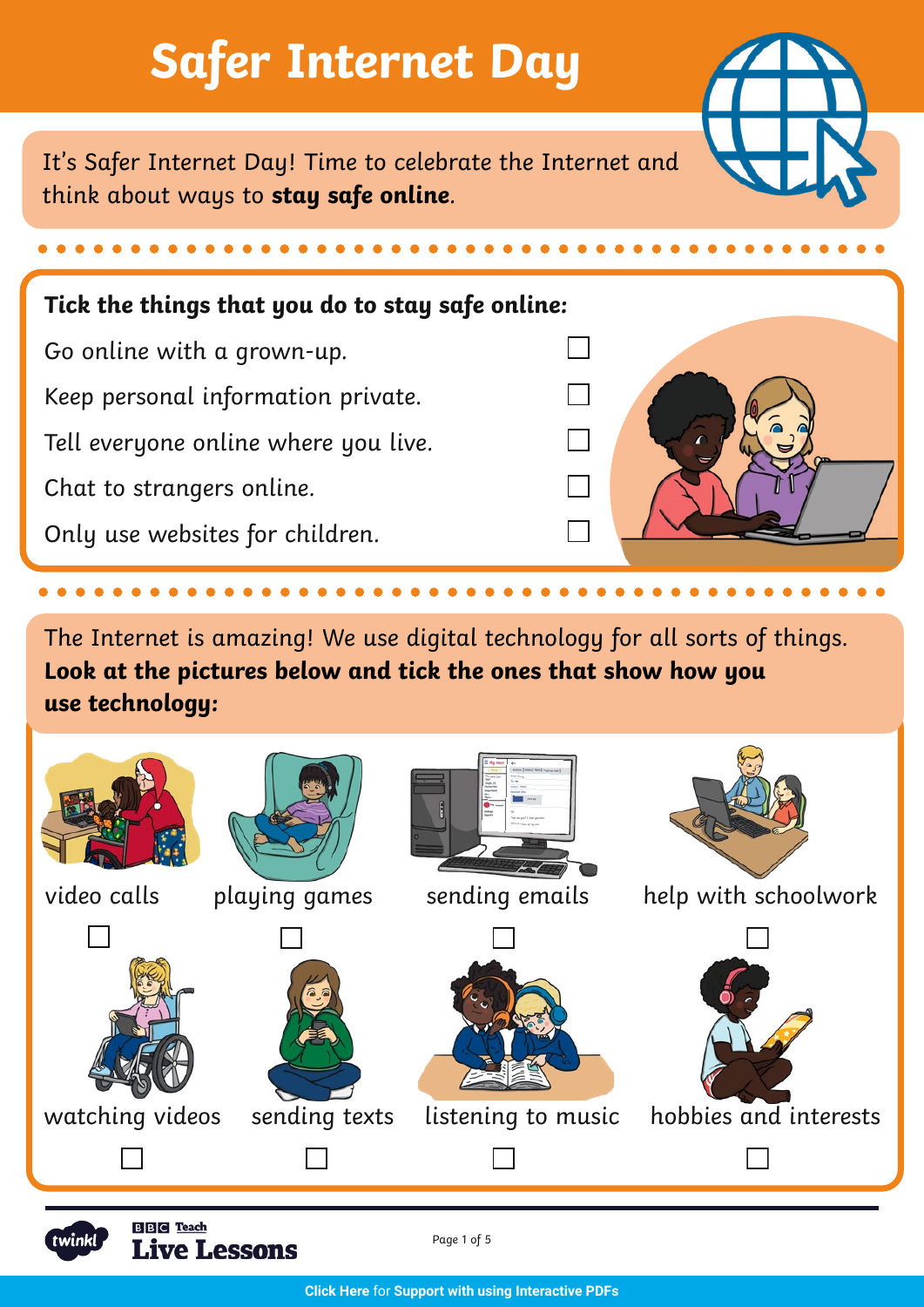# Safer Internet Day

It's Safer Internet Day! Time to celebrate the Internet and think about ways to **stay safe online**.

**Tick the things that you do to stay safe online:**

- Go online with a grown-up. ☐
- Keep personal information private. ☐
- Tell everyone online where you live. ☐
- Chat to strangers online. ☐
- Only use websites for children. ☐

The Internet is amazing! We use digital technology for all sorts of things. **Look at the pictures below and tick the ones that show how you use technology:**

| video calls | playing games | sending emails | help with schoolwork |
|---|---|---|---|
| ☐ | ☐ | ☐ | ☐ |
| **watching videos** | **sending texts** | **listening to music** | **hobbies and interests** |
| ☐ | ☐ | ☐ | ☐ |

twinkl | BBC Teach Live Lessons

**Click Here** for **Support with using Interactive PDFs**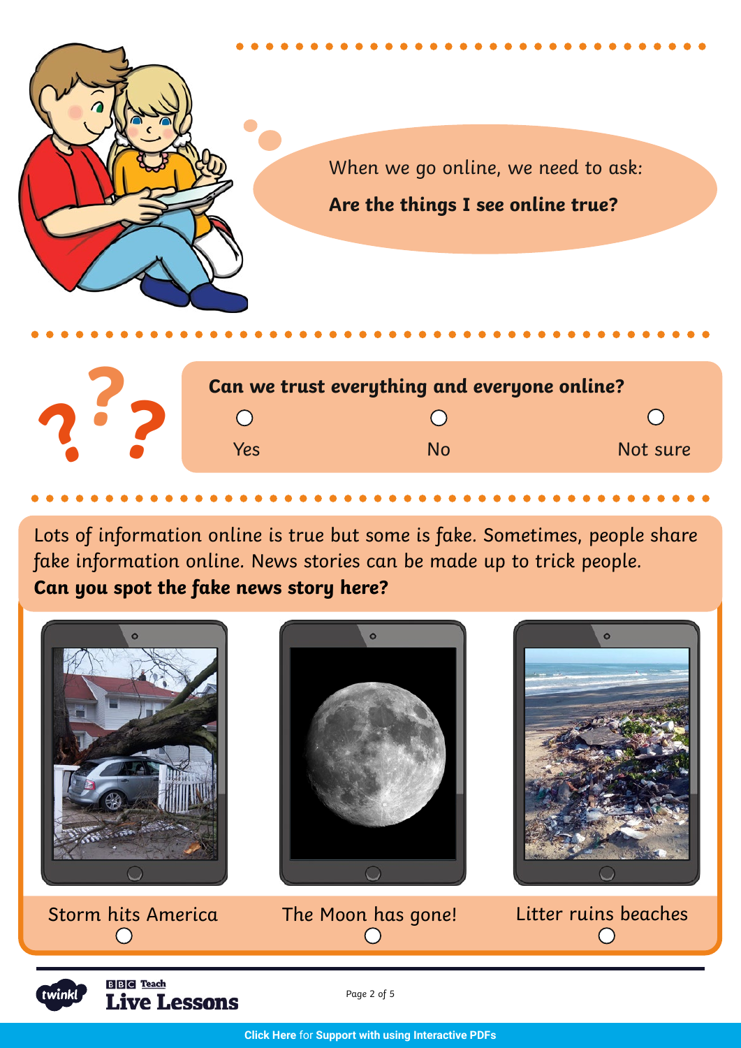When we go online, we need to ask:

**Are the things I see online true?**

**Can we trust everything and everyone online?**

- ◯ Yes
- ◯ No
- ◯ Not sure

Lots of information online is true but some is fake. Sometimes, people share fake information online. News stories can be made up to trick people.

**Can you spot the fake news story here?**

- ◯ Storm hits America
- ◯ The Moon has gone!
- ◯ Litter ruins beaches

Click Here for Support with using Interactive PDFs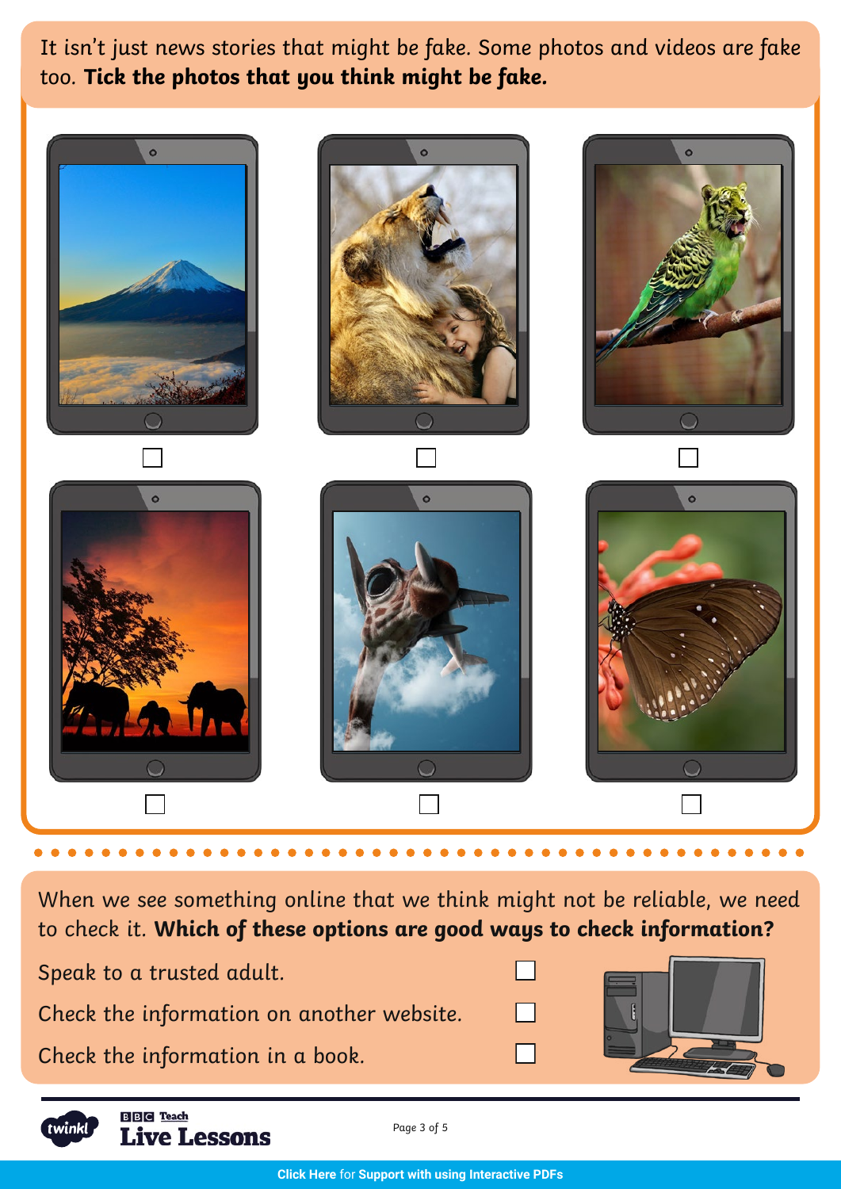It isn't just news stories that might be fake. Some photos and videos are fake too. **Tick the photos that you think might be fake.**

☐ ☐ ☐

☐ ☐ ☐

When we see something online that we think might not be reliable, we need to check it. **Which of these options are good ways to check information?**

- Speak to a trusted adult. ☐
- Check the information on another website. ☐
- Check the information in a book. ☐

Click Here for Support with using Interactive PDFs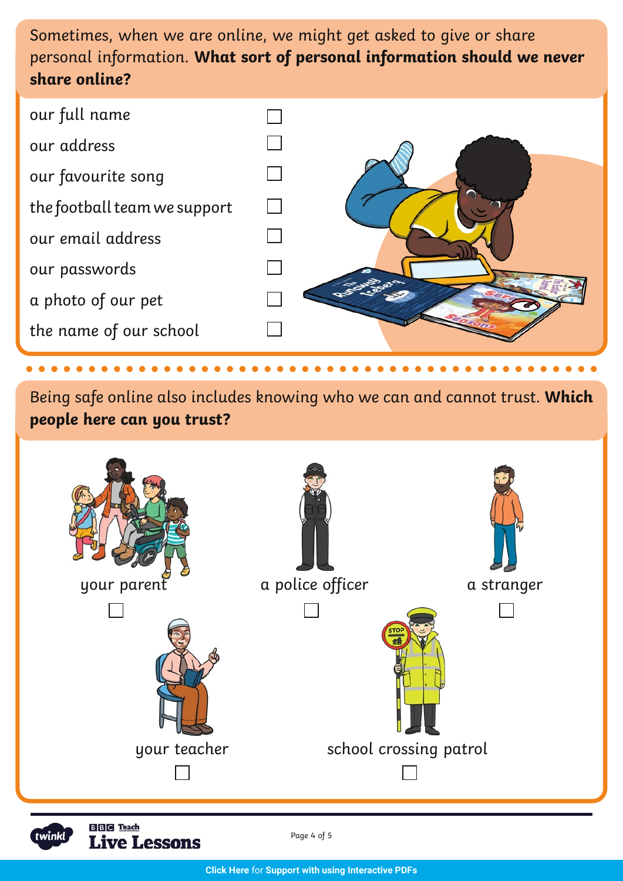Sometimes, when we are online, we might get asked to give or share personal information. **What sort of personal information should we never share online?**

- [ ] our full name
- [ ] our address
- [ ] our favourite song
- [ ] the football team we support
- [ ] our email address
- [ ] our passwords
- [ ] a photo of our pet
- [ ] the name of our school

Being safe online also includes knowing who we can and cannot trust. **Which people here can you trust?**

- [ ] your parent
- [ ] a police officer
- [ ] a stranger
- [ ] your teacher
- [ ] school crossing patrol

Click Here for Support with using Interactive PDFs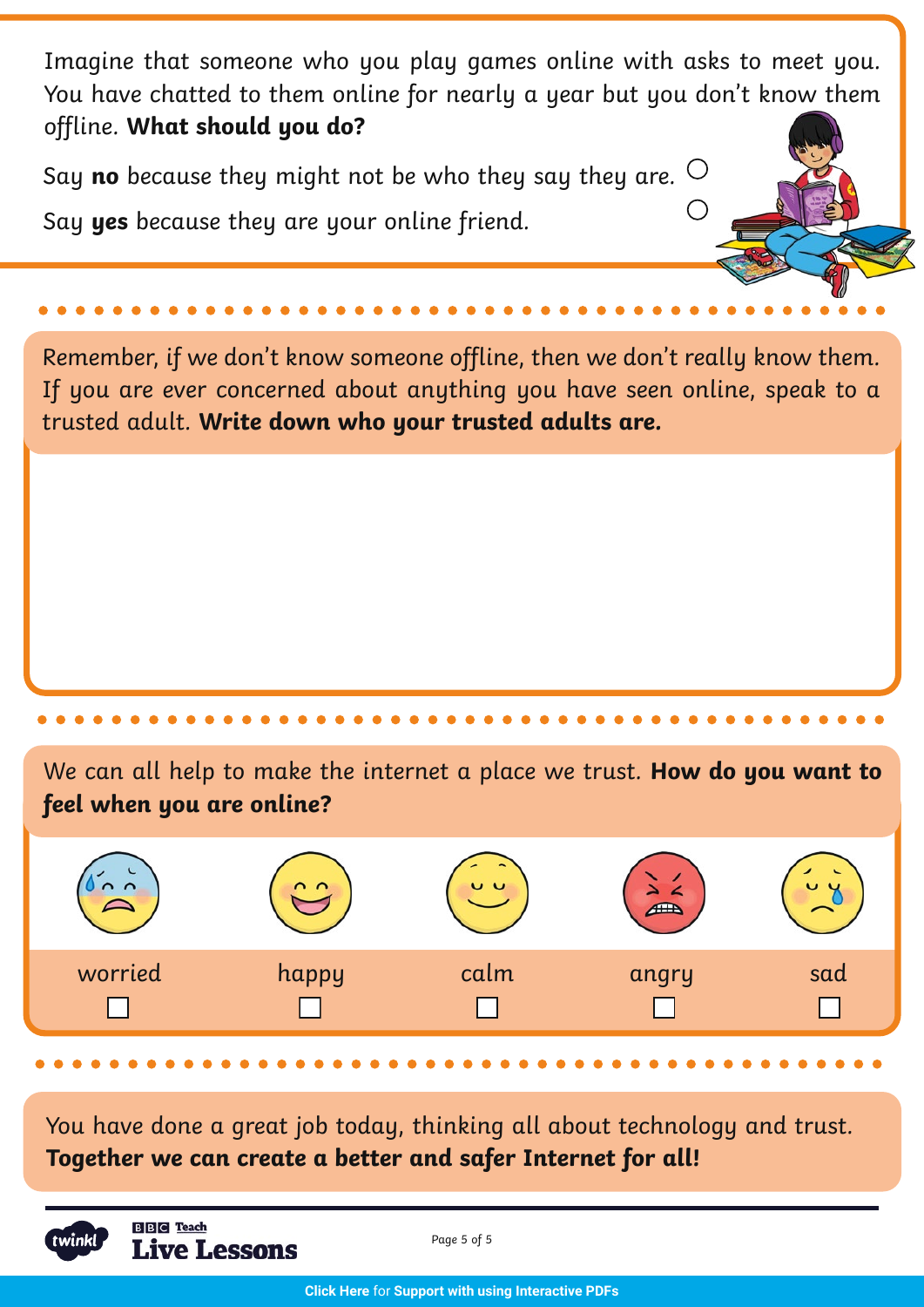Imagine that someone who you play games online with asks to meet you. You have chatted to them online for nearly a year but you don't know them offline. **What should you do?**

Say **no** because they might not be who they say they are. ○

Say **yes** because they are your online friend. ○

Remember, if we don't know someone offline, then we don't really know them. If you are ever concerned about anything you have seen online, speak to a trusted adult. **Write down who your trusted adults are.**

We can all help to make the internet a place we trust. **How do you want to feel when you are online?**

| worried | happy | calm | angry | sad |
|---|---|---|---|---|
| ☐ | ☐ | ☐ | ☐ | ☐ |

You have done a great job today, thinking all about technology and trust. **Together we can create a better and safer Internet for all!**

Click Here for **Support with using Interactive PDFs**